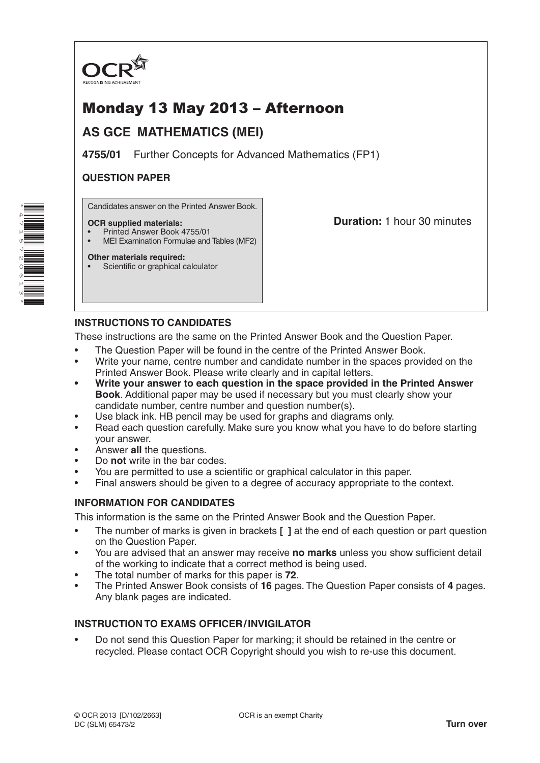OCR
RECOGNISING ACHIEVEMENT

# Monday 13 May 2013 – Afternoon

## AS GCE MATHEMATICS (MEI)

**4755/01** Further Concepts for Advanced Mathematics (FP1)

**QUESTION PAPER**

Candidates answer on the Printed Answer Book.

**OCR supplied materials:**
- Printed Answer Book 4755/01
- MEI Examination Formulae and Tables (MF2)

**Other materials required:**
- Scientific or graphical calculator

**Duration:** 1 hour 30 minutes

### INSTRUCTIONS TO CANDIDATES

These instructions are the same on the Printed Answer Book and the Question Paper.

- The Question Paper will be found in the centre of the Printed Answer Book.
- Write your name, centre number and candidate number in the spaces provided on the Printed Answer Book. Please write clearly and in capital letters.
- **Write your answer to each question in the space provided in the Printed Answer Book**. Additional paper may be used if necessary but you must clearly show your candidate number, centre number and question number(s).
- Use black ink. HB pencil may be used for graphs and diagrams only.
- Read each question carefully. Make sure you know what you have to do before starting your answer.
- Answer **all** the questions.
- Do **not** write in the bar codes.
- You are permitted to use a scientific or graphical calculator in this paper.
- Final answers should be given to a degree of accuracy appropriate to the context.

### INFORMATION FOR CANDIDATES

This information is the same on the Printed Answer Book and the Question Paper.

- The number of marks is given in brackets **[ ]** at the end of each question or part question on the Question Paper.
- You are advised that an answer may receive **no marks** unless you show sufficient detail of the working to indicate that a correct method is being used.
- The total number of marks for this paper is **72**.
- The Printed Answer Book consists of **16** pages. The Question Paper consists of **4** pages. Any blank pages are indicated.

### INSTRUCTION TO EXAMS OFFICER / INVIGILATOR

- Do not send this Question Paper for marking; it should be retained in the centre or recycled. Please contact OCR Copyright should you wish to re-use this document.

© OCR 2013 [D/102/2663]
DC (SLM) 65473/2

OCR is an exempt Charity

**Turn over**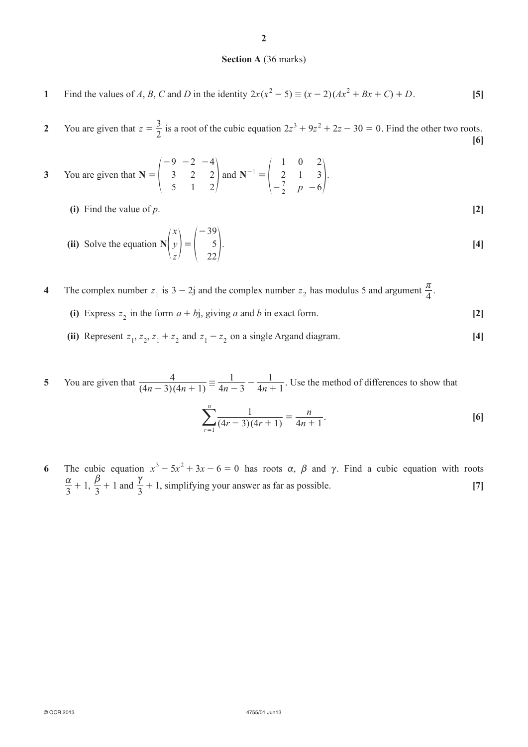## Section A (36 marks)

**1** Find the values of $A$, $B$, $C$ and $D$ in the identity $2x(x^2 - 5) \equiv (x-2)(Ax^2 + Bx + C) + D$. **[5]**

**2** You are given that $z = \dfrac{3}{2}$ is a root of the cubic equation $2z^3 + 9z^2 + 2z - 30 = 0$. Find the other two roots. **[6]**

**3** You are given that $\mathbf{N} = \begin{pmatrix} -9 & -2 & -4 \\ 3 & 2 & 2 \\ 5 & 1 & 2 \end{pmatrix}$ and $\mathbf{N}^{-1} = \begin{pmatrix} 1 & 0 & 2 \\ 2 & 1 & 3 \\ -\frac{7}{2} & p & -6 \end{pmatrix}$.

**(i)** Find the value of $p$. **[2]**

**(ii)** Solve the equation $\mathbf{N}\begin{pmatrix} x \\ y \\ z \end{pmatrix} = \begin{pmatrix} -39 \\ 5 \\ 22 \end{pmatrix}$. **[4]**

**4** The complex number $z_1$ is $3 - 2\mathrm{j}$ and the complex number $z_2$ has modulus 5 and argument $\dfrac{\pi}{4}$.

**(i)** Express $z_2$ in the form $a + b\mathrm{j}$, giving $a$ and $b$ in exact form. **[2]**

**(ii)** Represent $z_1$, $z_2$, $z_1 + z_2$ and $z_1 - z_2$ on a single Argand diagram. **[4]**

**5** You are given that $\dfrac{4}{(4n-3)(4n+1)} \equiv \dfrac{1}{4n-3} - \dfrac{1}{4n+1}$. Use the method of differences to show that

$$\sum_{r=1}^{n} \frac{1}{(4r-3)(4r+1)} = \frac{n}{4n+1}.$$

**[6]**

**6** The cubic equation $x^3 - 5x^2 + 3x - 6 = 0$ has roots $\alpha$, $\beta$ and $\gamma$. Find a cubic equation with roots $\dfrac{\alpha}{3} + 1$, $\dfrac{\beta}{3} + 1$ and $\dfrac{\gamma}{3} + 1$, simplifying your answer as far as possible. **[7]**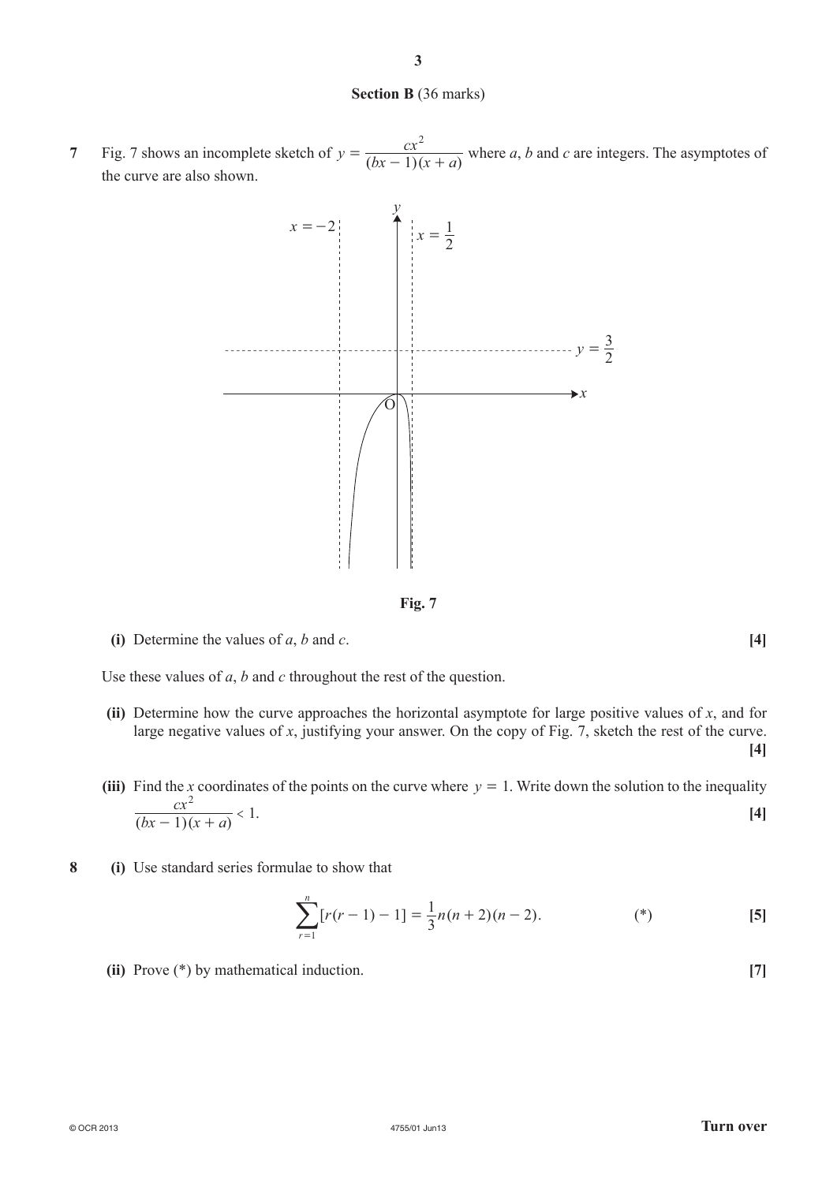## Section B (36 marks)

**7** Fig. 7 shows an incomplete sketch of $y = \dfrac{cx^2}{(bx-1)(x+a)}$ where $a$, $b$ and $c$ are integers. The asymptotes of the curve are also shown.

**Fig. 7**

**(i)** Determine the values of $a$, $b$ and $c$. **[4]**

Use these values of $a$, $b$ and $c$ throughout the rest of the question.

**(ii)** Determine how the curve approaches the horizontal asymptote for large positive values of $x$, and for large negative values of $x$, justifying your answer. On the copy of Fig. 7, sketch the rest of the curve. **[4]**

**(iii)** Find the $x$ coordinates of the points on the curve where $y = 1$. Write down the solution to the inequality $\dfrac{cx^2}{(bx-1)(x+a)} < 1$. **[4]**

**8** **(i)** Use standard series formulae to show that

$$\sum_{r=1}^{n} [r(r-1) - 1] = \frac{1}{3}n(n+2)(n-2). \qquad (*)$$

**[5]**

**(ii)** Prove (*) by mathematical induction. **[7]**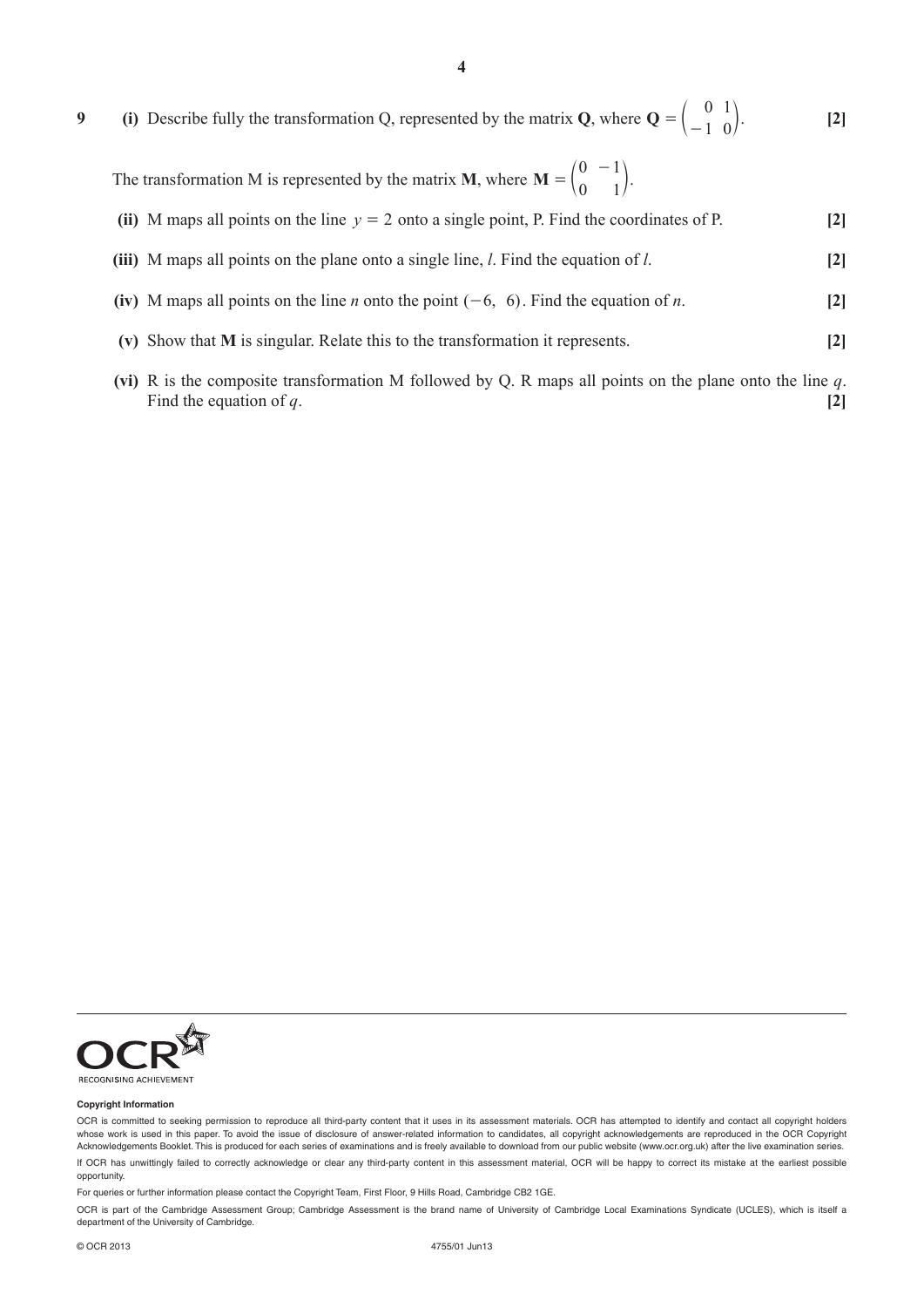**9** **(i)** Describe fully the transformation Q, represented by the matrix $\mathbf{Q}$, where $\mathbf{Q} = \begin{pmatrix} 0 & 1 \\ -1 & 0 \end{pmatrix}$. **[2]**

The transformation M is represented by the matrix $\mathbf{M}$, where $\mathbf{M} = \begin{pmatrix} 0 & -1 \\ 0 & 1 \end{pmatrix}$.

**(ii)** M maps all points on the line $y = 2$ onto a single point, P. Find the coordinates of P. **[2]**

**(iii)** M maps all points on the plane onto a single line, $l$. Find the equation of $l$. **[2]**

**(iv)** M maps all points on the line $n$ onto the point $(-6,\ 6)$. Find the equation of $n$. **[2]**

**(v)** Show that $\mathbf{M}$ is singular. Relate this to the transformation it represents. **[2]**

**(vi)** R is the composite transformation M followed by Q. R maps all points on the plane onto the line $q$. Find the equation of $q$. **[2]**

**Copyright Information**

OCR is committed to seeking permission to reproduce all third-party content that it uses in its assessment materials. OCR has attempted to identify and contact all copyright holders whose work is used in this paper. To avoid the issue of disclosure of answer-related information to candidates, all copyright acknowledgements are reproduced in the OCR Copyright Acknowledgements Booklet. This is produced for each series of examinations and is freely available to download from our public website (www.ocr.org.uk) after the live examination series.

If OCR has unwittingly failed to correctly acknowledge or clear any third-party content in this assessment material, OCR will be happy to correct its mistake at the earliest possible opportunity.

For queries or further information please contact the Copyright Team, First Floor, 9 Hills Road, Cambridge CB2 1GE.

OCR is part of the Cambridge Assessment Group; Cambridge Assessment is the brand name of University of Cambridge Local Examinations Syndicate (UCLES), which is itself a department of the University of Cambridge.